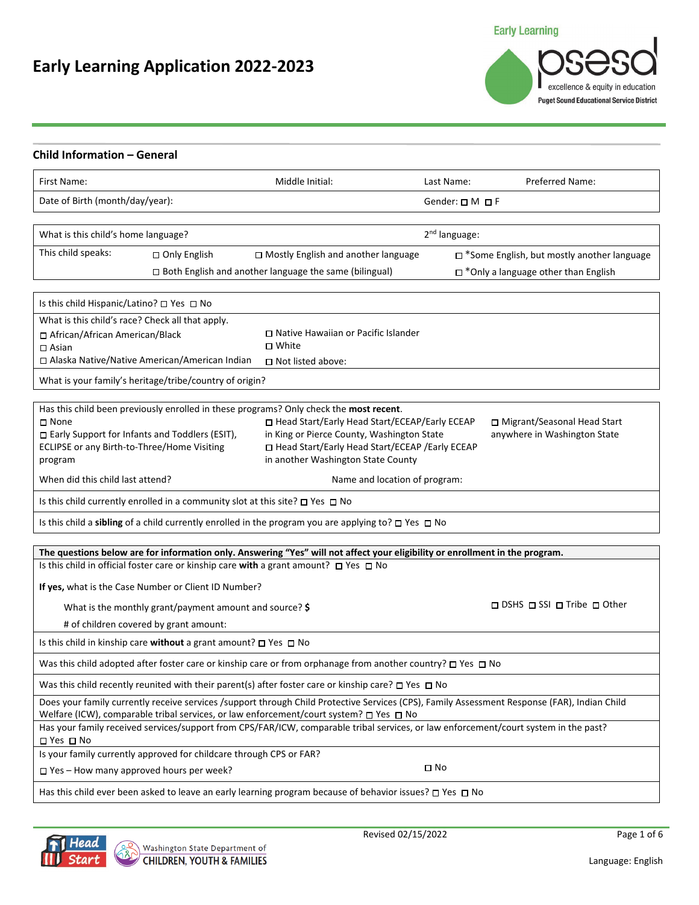# Early Learning Application 2022-2023

Early Learning psesd — excellence & equity in education — Puget Sound Educational Service District

## Child Information – General

| First Name: | Middle Initial: | Last Name: | Preferred Name: |
|---|---|---|---|
| Date of Birth (month/day/year): | | Gender: ☐ M ☐ F | |

| What is this child's home language? | 2nd language: |
|---|---|
| This child speaks: ☐ Only English ☐ Mostly English and another language ☐ *Some English, but mostly another language ☐ Both English and another language the same (bilingual) ☐ *Only a language other than English | |

| Is this child Hispanic/Latino? ☐ Yes ☐ No |
|---|
| What is this child's race? Check all that apply.<br>☐ African/African American/Black<br>☐ Asian<br>☐ Alaska Native/Native American/American Indian<br>☐ Native Hawaiian or Pacific Islander<br>☐ White<br>☐ Not listed above: |
| What is your family's heritage/tribe/country of origin? |

| Has this child been previously enrolled in these programs? Only check the **most recent**.<br>☐ None<br>☐ Early Support for Infants and Toddlers (ESIT), ECLIPSE or any Birth-to-Three/Home Visiting program<br>☐ Head Start/Early Head Start/ECEAP/Early ECEAP in King or Pierce County, Washington State<br>☐ Head Start/Early Head Start/ECEAP /Early ECEAP in another Washington State County<br>☐ Migrant/Seasonal Head Start anywhere in Washington State | |
|---|---|
| When did this child last attend? | Name and location of program: |
| Is this child currently enrolled in a community slot at this site? ☐ Yes ☐ No | |
| Is this child a **sibling** of a child currently enrolled in the program you are applying to? ☐ Yes ☐ No | |

| **The questions below are for information only. Answering "Yes" will not affect your eligibility or enrollment in the program.** |
|---|
| Is this child in official foster care or kinship care **with** a grant amount? ☐ Yes ☐ No<br>**If yes,** what is the Case Number or Client ID Number?<br>What is the monthly grant/payment amount and source? **$** ☐ DSHS ☐ SSI ☐ Tribe ☐ Other<br># of children covered by grant amount: |
| Is this child in kinship care **without** a grant amount? ☐ Yes ☐ No |
| Was this child adopted after foster care or kinship care or from orphanage from another country? ☐ Yes ☐ No |
| Was this child recently reunited with their parent(s) after foster care or kinship care? ☐ Yes ☐ No |
| Does your family currently receive services /support through Child Protective Services (CPS), Family Assessment Response (FAR), Indian Child Welfare (ICW), comparable tribal services, or law enforcement/court system? ☐ Yes ☐ No |
| Has your family received services/support from CPS/FAR/ICW, comparable tribal services, or law enforcement/court system in the past? ☐ Yes ☐ No |
| Is your family currently approved for childcare through CPS or FAR?<br>☐ Yes – How many approved hours per week? ☐ No |
| Has this child ever been asked to leave an early learning program because of behavior issues? ☐ Yes ☐ No |

Revised 02/15/2022

Head Start — Washington State Department of CHILDREN, YOUTH & FAMILIES

Language: English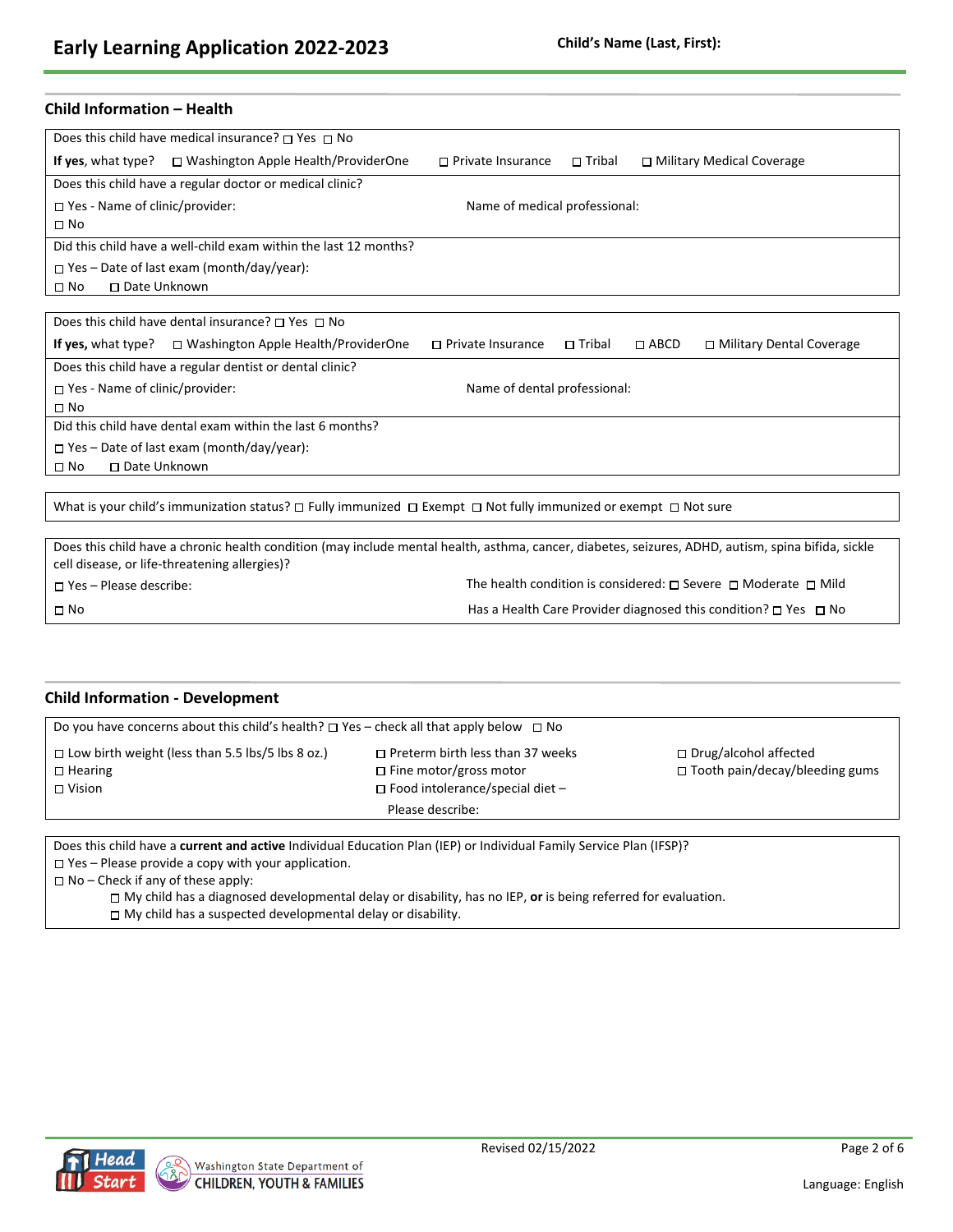## Child Information – Health

Does this child have medical insurance? ☐ Yes ☐ No

**If yes,** what type? ☐ Washington Apple Health/ProviderOne ☐ Private Insurance ☐ Tribal ☐ Military Medical Coverage

Does this child have a regular doctor or medical clinic?

☐ Yes - Name of clinic/provider: Name of medical professional:

☐ No

Did this child have a well-child exam within the last 12 months?

☐ Yes – Date of last exam (month/day/year):

☐ No ☐ Date Unknown

Does this child have dental insurance? ☐ Yes ☐ No

**If yes,** what type? ☐ Washington Apple Health/ProviderOne ☐ Private Insurance ☐ Tribal ☐ ABCD ☐ Military Dental Coverage

Does this child have a regular dentist or dental clinic?

☐ Yes - Name of clinic/provider: Name of dental professional:

☐ No

Did this child have dental exam within the last 6 months?

☐ Yes – Date of last exam (month/day/year):

☐ No ☐ Date Unknown

What is your child's immunization status? ☐ Fully immunized ☐ Exempt ☐ Not fully immunized or exempt ☐ Not sure

Does this child have a chronic health condition (may include mental health, asthma, cancer, diabetes, seizures, ADHD, autism, spina bifida, sickle cell disease, or life-threatening allergies)?

☐ Yes – Please describe: The health condition is considered: ☐ Severe ☐ Moderate ☐ Mild

☐ No Has a Health Care Provider diagnosed this condition? ☐ Yes ☐ No

## Child Information - Development

Do you have concerns about this child's health? ☐ Yes – check all that apply below ☐ No

☐ Low birth weight (less than 5.5 lbs/5 lbs 8 oz.)
☐ Hearing
☐ Vision
☐ Preterm birth less than 37 weeks
☐ Fine motor/gross motor
☐ Food intolerance/special diet – Please describe:
☐ Drug/alcohol affected
☐ Tooth pain/decay/bleeding gums

Does this child have a **current and active** Individual Education Plan (IEP) or Individual Family Service Plan (IFSP)?

☐ Yes – Please provide a copy with your application.

☐ No – Check if any of these apply:

- ☐ My child has a diagnosed developmental delay or disability, has no IEP, **or** is being referred for evaluation.
- ☐ My child has a suspected developmental delay or disability.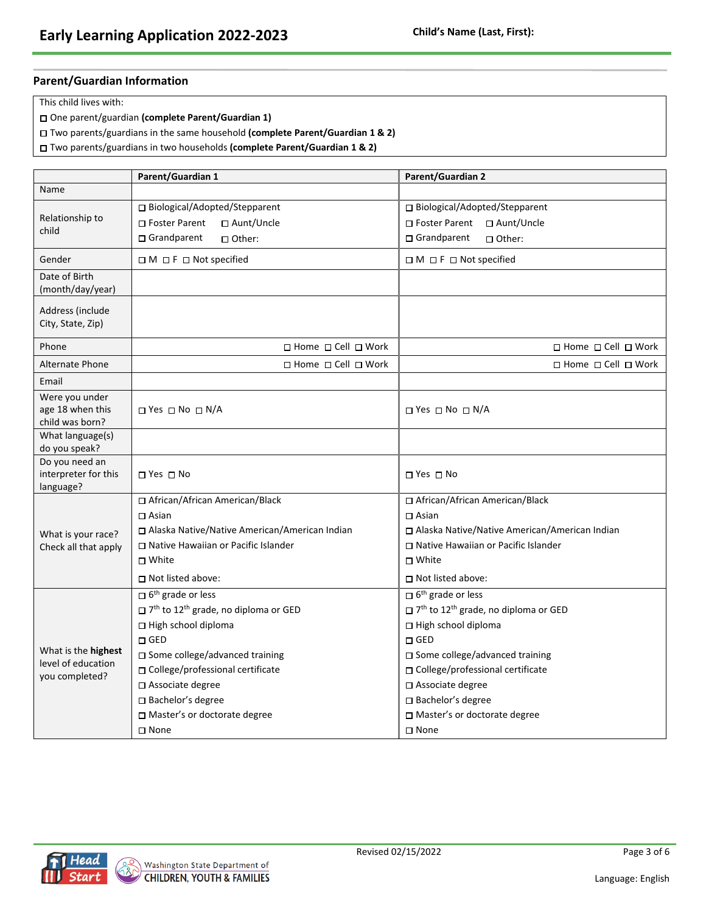# Early Learning Application 2022-2023

**Child's Name (Last, First):**

## Parent/Guardian Information

This child lives with:

☐ One parent/guardian **(complete Parent/Guardian 1)**

☐ Two parents/guardians in the same household **(complete Parent/Guardian 1 & 2)**

☐ Two parents/guardians in two households **(complete Parent/Guardian 1 & 2)**

| | **Parent/Guardian 1** | **Parent/Guardian 2** |
|---|---|---|
| Name | | |
| Relationship to child | ☐ Biological/Adopted/Stepparent<br>☐ Foster Parent ☐ Aunt/Uncle<br>☐ Grandparent ☐ Other: | ☐ Biological/Adopted/Stepparent<br>☐ Foster Parent ☐ Aunt/Uncle<br>☐ Grandparent ☐ Other: |
| Gender | ☐ M ☐ F ☐ Not specified | ☐ M ☐ F ☐ Not specified |
| Date of Birth (month/day/year) | | |
| Address (include City, State, Zip) | | |
| Phone | ☐ Home ☐ Cell ☐ Work | ☐ Home ☐ Cell ☐ Work |
| Alternate Phone | ☐ Home ☐ Cell ☐ Work | ☐ Home ☐ Cell ☐ Work |
| Email | | |
| Were you under age 18 when this child was born? | ☐ Yes ☐ No ☐ N/A | ☐ Yes ☐ No ☐ N/A |
| What language(s) do you speak? | | |
| Do you need an interpreter for this language? | ☐ Yes ☐ No | ☐ Yes ☐ No |
| What is your race? Check all that apply | ☐ African/African American/Black<br>☐ Asian<br>☐ Alaska Native/Native American/American Indian<br>☐ Native Hawaiian or Pacific Islander<br>☐ White<br>☐ Not listed above: | ☐ African/African American/Black<br>☐ Asian<br>☐ Alaska Native/Native American/American Indian<br>☐ Native Hawaiian or Pacific Islander<br>☐ White<br>☐ Not listed above: |
| What is the **highest** level of education you completed? | ☐ 6th grade or less<br>☐ 7th to 12th grade, no diploma or GED<br>☐ High school diploma<br>☐ GED<br>☐ Some college/advanced training<br>☐ College/professional certificate<br>☐ Associate degree<br>☐ Bachelor's degree<br>☐ Master's or doctorate degree<br>☐ None | ☐ 6th grade or less<br>☐ 7th to 12th grade, no diploma or GED<br>☐ High school diploma<br>☐ GED<br>☐ Some college/advanced training<br>☐ College/professional certificate<br>☐ Associate degree<br>☐ Bachelor's degree<br>☐ Master's or doctorate degree<br>☐ None |

Revised 02/15/2022

Language: English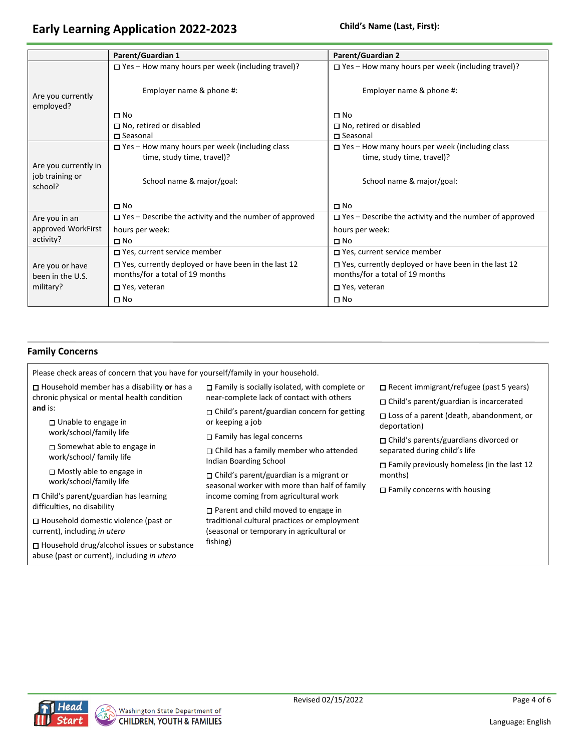# Early Learning Application 2022-2023

**Child's Name (Last, First):**

| | Parent/Guardian 1 | Parent/Guardian 2 |
|---|---|---|
| Are you currently employed? | ☐ Yes – How many hours per week (including travel)?<br><br>Employer name & phone #:<br><br>☐ No<br>☐ No, retired or disabled<br>☐ Seasonal | ☐ Yes – How many hours per week (including travel)?<br><br>Employer name & phone #:<br><br>☐ No<br>☐ No, retired or disabled<br>☐ Seasonal |
| Are you currently in job training or school? | ☐ Yes – How many hours per week (including class time, study time, travel)?<br><br>School name & major/goal:<br><br>☐ No | ☐ Yes – How many hours per week (including class time, study time, travel)?<br><br>School name & major/goal:<br><br>☐ No |
| Are you in an approved WorkFirst activity? | ☐ Yes – Describe the activity and the number of approved hours per week:<br>☐ No | ☐ Yes – Describe the activity and the number of approved hours per week:<br>☐ No |
| Are you or have been in the U.S. military? | ☐ Yes, current service member<br>☐ Yes, currently deployed or have been in the last 12 months/for a total of 19 months<br>☐ Yes, veteran<br>☐ No | ☐ Yes, current service member<br>☐ Yes, currently deployed or have been in the last 12 months/for a total of 19 months<br>☐ Yes, veteran<br>☐ No |

## Family Concerns

Please check areas of concern that you have for yourself/family in your household.

- ☐ Household member has a disability **or** has a chronic physical or mental health condition **and** is:
  - ☐ Unable to engage in work/school/family life
  - ☐ Somewhat able to engage in work/school/ family life
  - ☐ Mostly able to engage in work/school/family life
- ☐ Child's parent/guardian has learning difficulties, no disability
- ☐ Household domestic violence (past or current), including *in utero*
- ☐ Household drug/alcohol issues or substance abuse (past or current), including *in utero*
- ☐ Family is socially isolated, with complete or near-complete lack of contact with others
- ☐ Child's parent/guardian concern for getting or keeping a job
- ☐ Family has legal concerns
- ☐ Child has a family member who attended Indian Boarding School
- ☐ Child's parent/guardian is a migrant or seasonal worker with more than half of family income coming from agricultural work
- ☐ Parent and child moved to engage in traditional cultural practices or employment (seasonal or temporary in agricultural or fishing)
- ☐ Recent immigrant/refugee (past 5 years)
- ☐ Child's parent/guardian is incarcerated
- ☐ Loss of a parent (death, abandonment, or deportation)
- ☐ Child's parents/guardians divorced or separated during child's life
- ☐ Family previously homeless (in the last 12 months)
- ☐ Family concerns with housing

Revised 02/15/2022

Language: English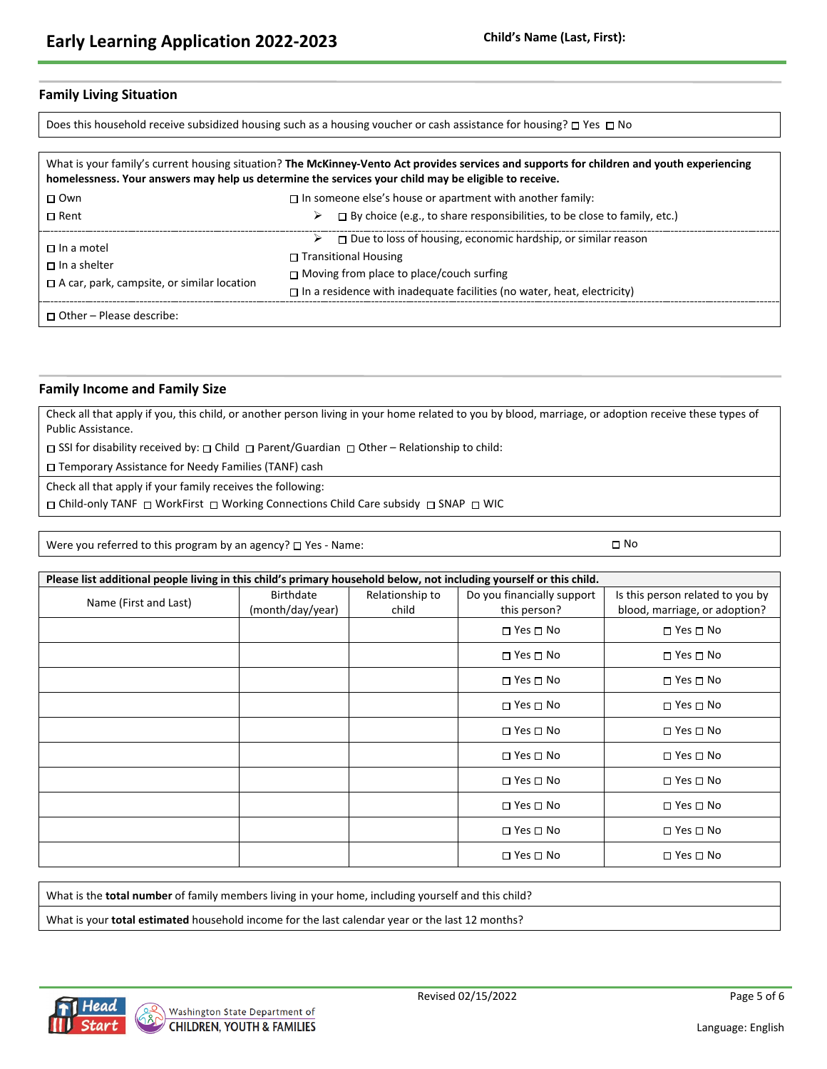# Early Learning Application 2022-2023

**Child's Name (Last, First):**

## Family Living Situation

Does this household receive subsidized housing such as a housing voucher or cash assistance for housing? ☐ Yes ☐ No

What is your family's current housing situation? **The McKinney-Vento Act provides services and supports for children and youth experiencing homelessness. Your answers may help us determine the services your child may be eligible to receive.**

- ☐ Own
- ☐ Rent
- ☐ In someone else's house or apartment with another family:
  - ☐ By choice (e.g., to share responsibilities, to be close to family, etc.)
  - ☐ Due to loss of housing, economic hardship, or similar reason
- ☐ In a motel
- ☐ In a shelter
- ☐ A car, park, campsite, or similar location
- ☐ Transitional Housing
- ☐ Moving from place to place/couch surfing
- ☐ In a residence with inadequate facilities (no water, heat, electricity)
- ☐ Other – Please describe:

## Family Income and Family Size

Check all that apply if you, this child, or another person living in your home related to you by blood, marriage, or adoption receive these types of Public Assistance.

☐ SSI for disability received by: ☐ Child ☐ Parent/Guardian ☐ Other – Relationship to child:

☐ Temporary Assistance for Needy Families (TANF) cash

Check all that apply if your family receives the following:

☐ Child-only TANF ☐ WorkFirst ☐ Working Connections Child Care subsidy ☐ SNAP ☐ WIC

Were you referred to this program by an agency? ☐ Yes - Name: ☐ No

**Please list additional people living in this child's primary household below, not including yourself or this child.**

| Name (First and Last) | Birthdate (month/day/year) | Relationship to child | Do you financially support this person? | Is this person related to you by blood, marriage, or adoption? |
|---|---|---|---|---|
| | | | ☐ Yes ☐ No | ☐ Yes ☐ No |
| | | | ☐ Yes ☐ No | ☐ Yes ☐ No |
| | | | ☐ Yes ☐ No | ☐ Yes ☐ No |
| | | | ☐ Yes ☐ No | ☐ Yes ☐ No |
| | | | ☐ Yes ☐ No | ☐ Yes ☐ No |
| | | | ☐ Yes ☐ No | ☐ Yes ☐ No |
| | | | ☐ Yes ☐ No | ☐ Yes ☐ No |
| | | | ☐ Yes ☐ No | ☐ Yes ☐ No |
| | | | ☐ Yes ☐ No | ☐ Yes ☐ No |
| | | | ☐ Yes ☐ No | ☐ Yes ☐ No |

What is the **total number** of family members living in your home, including yourself and this child?

What is your **total estimated** household income for the last calendar year or the last 12 months?

Revised 02/15/2022

Language: English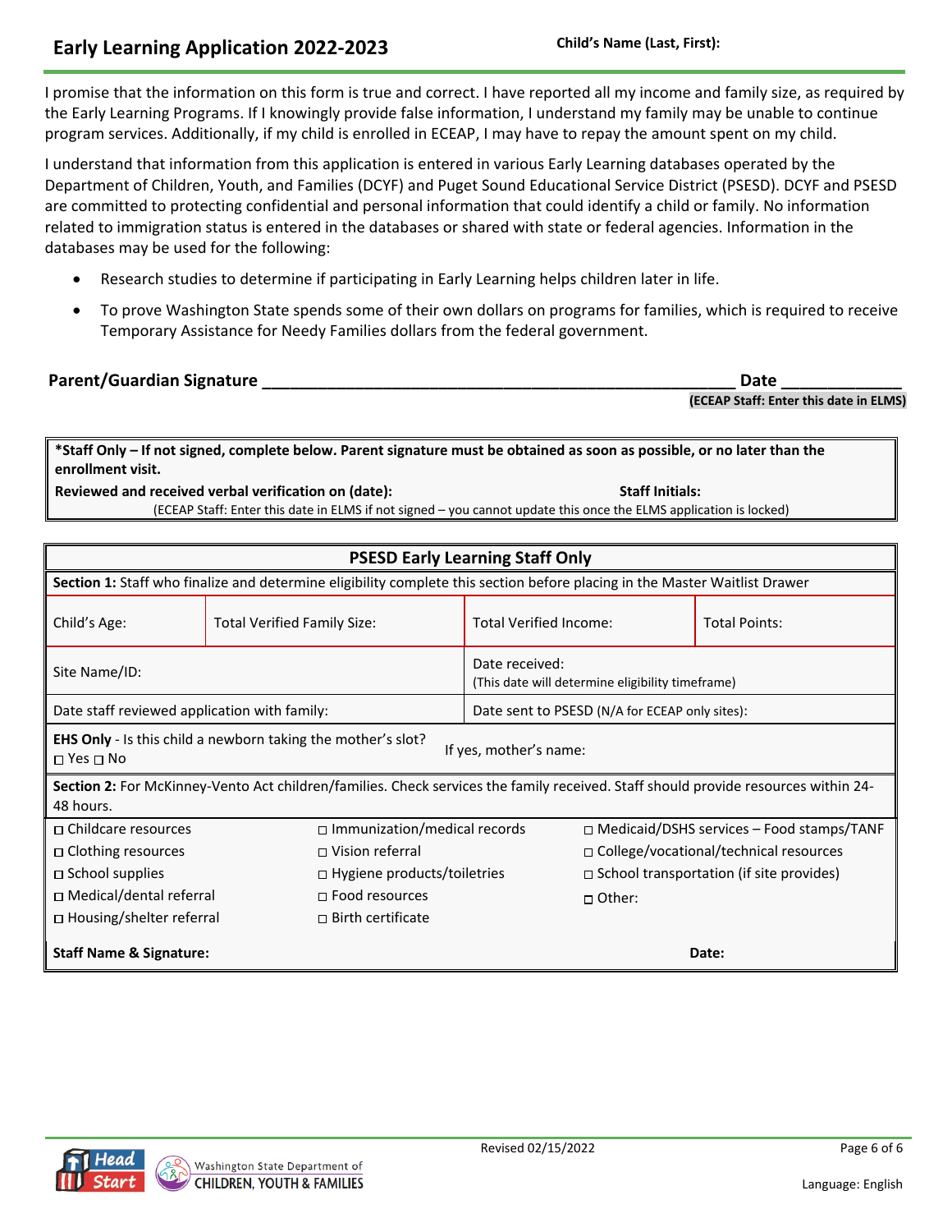# Early Learning Application 2022-2023

**Child's Name (Last, First):**

I promise that the information on this form is true and correct. I have reported all my income and family size, as required by the Early Learning Programs. If I knowingly provide false information, I understand my family may be unable to continue program services. Additionally, if my child is enrolled in ECEAP, I may have to repay the amount spent on my child.

I understand that information from this application is entered in various Early Learning databases operated by the Department of Children, Youth, and Families (DCYF) and Puget Sound Educational Service District (PSESD). DCYF and PSESD are committed to protecting confidential and personal information that could identify a child or family. No information related to immigration status is entered in the databases or shared with state or federal agencies. Information in the databases may be used for the following:

- Research studies to determine if participating in Early Learning helps children later in life.
- To prove Washington State spends some of their own dollars on programs for families, which is required to receive Temporary Assistance for Needy Families dollars from the federal government.

**Parent/Guardian Signature** ___________________________________________________ **Date** ____________

**(ECEAP Staff: Enter this date in ELMS)**

**\*Staff Only – If not signed, complete below. Parent signature must be obtained as soon as possible, or no later than the enrollment visit.**

**Reviewed and received verbal verification on (date):** **Staff Initials:**

(ECEAP Staff: Enter this date in ELMS if not signed – you cannot update this once the ELMS application is locked)

## PSESD Early Learning Staff Only

**Section 1:** Staff who finalize and determine eligibility complete this section before placing in the Master Waitlist Drawer

| | | | |
|---|---|---|---|
| Child's Age: | Total Verified Family Size: | Total Verified Income: | Total Points: |
| Site Name/ID: | | Date received: (This date will determine eligibility timeframe) | |
| Date staff reviewed application with family: | | Date sent to PSESD (N/A for ECEAP only sites): | |
| **EHS Only** - Is this child a newborn taking the mother's slot? ☐ Yes ☐ No | | If yes, mother's name: | |

**Section 2:** For McKinney-Vento Act children/families. Check services the family received. Staff should provide resources within 24-48 hours.

- ☐ Childcare resources
- ☐ Clothing resources
- ☐ School supplies
- ☐ Medical/dental referral
- ☐ Housing/shelter referral
- ☐ Immunization/medical records
- ☐ Vision referral
- ☐ Hygiene products/toiletries
- ☐ Food resources
- ☐ Birth certificate
- ☐ Medicaid/DSHS services – Food stamps/TANF
- ☐ College/vocational/technical resources
- ☐ School transportation (if site provides)
- ☐ Other:

**Staff Name & Signature:** **Date:**

Revised 02/15/2022

Language: English